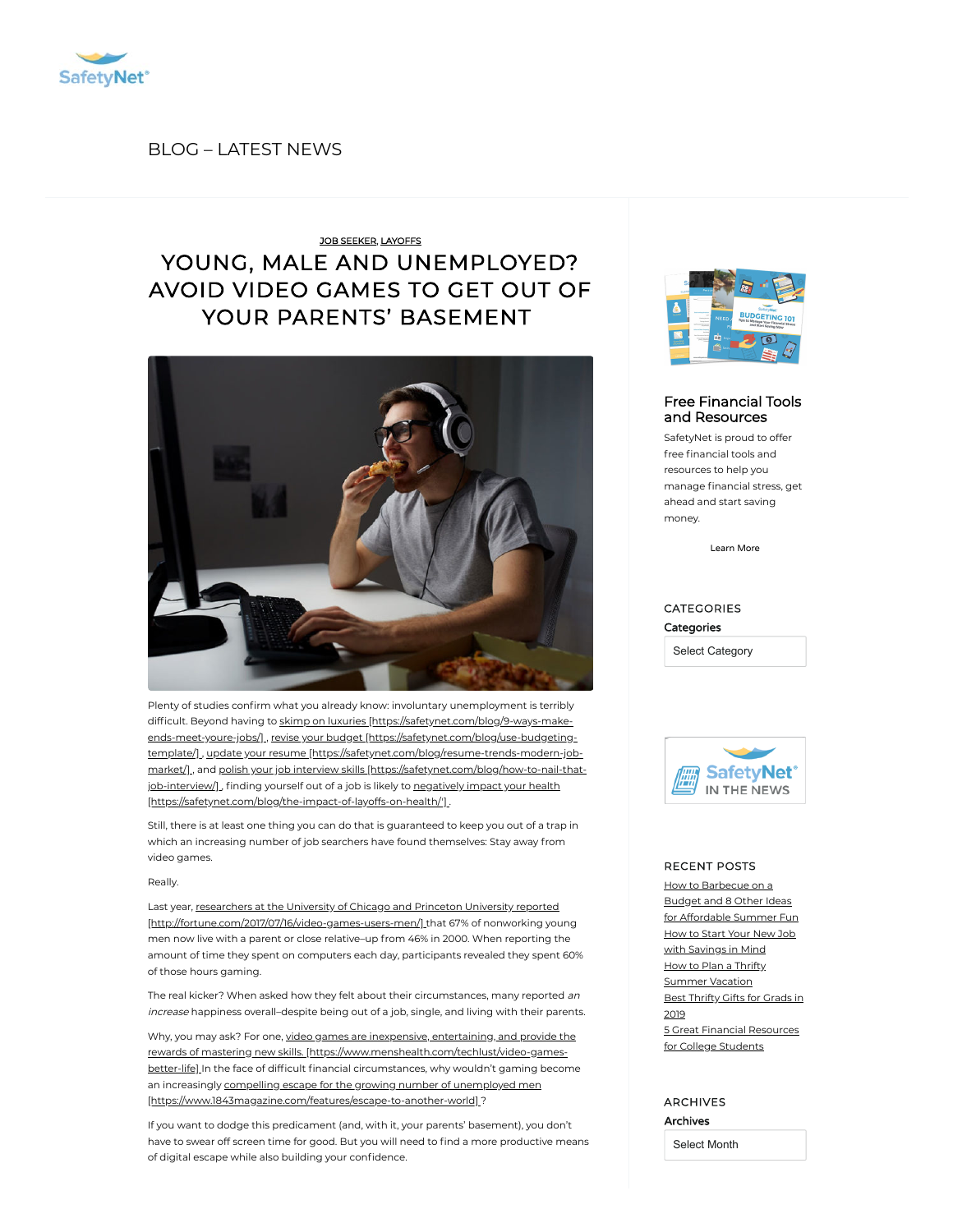SafetyNet®

BLOG – LATEST NEWS

JOB SEEKER, LAYOFFS

# YOUNG, MALE AND UNEMPLOYED? AVOID VIDEO GAMES TO GET OUT OF YOUR PARENTS' BASEMENT

Plenty of studies confirm what you already know: involuntary unemployment is terribly difficult. Beyond having to skimp on luxuries [https://safetynet.com/blog/9-ways-make-ends-meet-youre-jobs/] , revise your budget [https://safetynet.com/blog/use-budgeting-template/] , update your resume [https://safetynet.com/blog/resume-trends-modern-job-market/] , and polish your job interview skills [https://safetynet.com/blog/how-to-nail-that-job-interview/] , finding yourself out of a job is likely to negatively impact your health [https://safetynet.com/blog/the-impact-of-layoffs-on-health/'] .

Still, there is at least one thing you can do that is guaranteed to keep you out of a trap in which an increasing number of job searchers have found themselves: Stay away from video games.

Really.

Last year, researchers at the University of Chicago and Princeton University reported [http://fortune.com/2017/07/16/video-games-users-men/] that 67% of nonworking young men now live with a parent or close relative–up from 46% in 2000. When reporting the amount of time they spent on computers each day, participants revealed they spent 60% of those hours gaming.

The real kicker? When asked how they felt about their circumstances, many reported *an increase* happiness overall–despite being out of a job, single, and living with their parents.

Why, you may ask? For one, video games are inexpensive, entertaining, and provide the rewards of mastering new skills. [https://www.menshealth.com/techlust/video-games-better-life] In the face of difficult financial circumstances, why wouldn't gaming become an increasingly compelling escape for the growing number of unemployed men [https://www.1843magazine.com/features/escape-to-another-world] ?

If you want to dodge this predicament (and, with it, your parents' basement), you don't have to swear off screen time for good. But you will need to find a more productive means of digital escape while also building your confidence.

## Free Financial Tools and Resources

SafetyNet is proud to offer free financial tools and resources to help you manage financial stress, get ahead and start saving money.

Learn More

## CATEGORIES

**Categories**

Select Category

SafetyNet® IN THE NEWS

## RECENT POSTS

- How to Barbecue on a Budget and 8 Other Ideas for Affordable Summer Fun
- How to Start Your New Job with Savings in Mind
- How to Plan a Thrifty Summer Vacation
- Best Thrifty Gifts for Grads in 2019
- 5 Great Financial Resources for College Students

## ARCHIVES

**Archives**

Select Month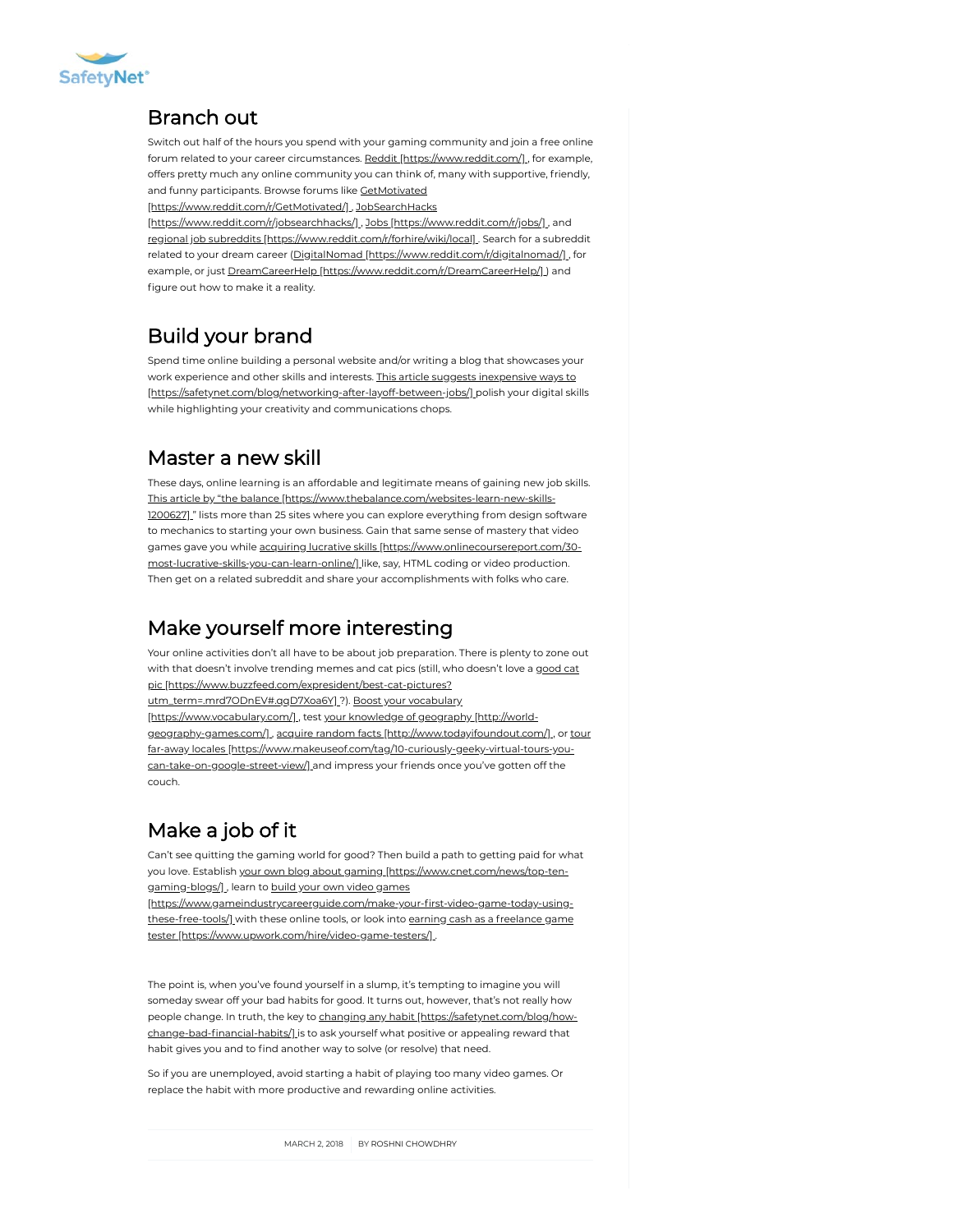## Branch out

Switch out half of the hours you spend with your gaming community and join a free online forum related to your career circumstances. Reddit [https://www.reddit.com/] , for example, offers pretty much any online community you can think of, many with supportive, friendly, and funny participants. Browse forums like GetMotivated [https://www.reddit.com/r/GetMotivated/] , JobSearchHacks [https://www.reddit.com/r/jobsearchhacks/] , Jobs [https://www.reddit.com/r/jobs/] , and regional job subreddits [https://www.reddit.com/r/forhire/wiki/local] . Search for a subreddit related to your dream career (DigitalNomad [https://www.reddit.com/r/digitalnomad/] , for example, or just DreamCareerHelp [https://www.reddit.com/r/DreamCareerHelp/] ) and figure out how to make it a reality.

## Build your brand

Spend time online building a personal website and/or writing a blog that showcases your work experience and other skills and interests. This article suggests inexpensive ways to [https://safetynet.com/blog/networking-after-layoff-between-jobs/] polish your digital skills while highlighting your creativity and communications chops.

## Master a new skill

These days, online learning is an affordable and legitimate means of gaining new job skills. This article by "the balance [https://www.thebalance.com/websites-learn-new-skills-1200627] " lists more than 25 sites where you can explore everything from design software to mechanics to starting your own business. Gain that same sense of mastery that video games gave you while acquiring lucrative skills [https://www.onlinecoursereport.com/30-most-lucrative-skills-you-can-learn-online/] like, say, HTML coding or video production. Then get on a related subreddit and share your accomplishments with folks who care.

## Make yourself more interesting

Your online activities don't all have to be about job preparation. There is plenty to zone out with that doesn't involve trending memes and cat pics (still, who doesn't love a good cat pic [https://www.buzzfeed.com/expresident/best-cat-pictures?utm_term=.mrd7ODnEV#.gqD7Xoa6Y] ?). Boost your vocabulary [https://www.vocabulary.com/] , test your knowledge of geography [http://world-geography-games.com/] , acquire random facts [http://www.todayifoundout.com/] , or tour far-away locales [https://www.makeuseof.com/tag/10-curiously-geeky-virtual-tours-you-can-take-on-google-street-view/] and impress your friends once you've gotten off the couch.

## Make a job of it

Can't see quitting the gaming world for good? Then build a path to getting paid for what you love. Establish your own blog about gaming [https://www.cnet.com/news/top-ten-gaming-blogs/] , learn to build your own video games [https://www.gameindustrycareerguide.com/make-your-first-video-game-today-using-these-free-tools/] with these online tools, or look into earning cash as a freelance game tester [https://www.upwork.com/hire/video-game-testers/] .

The point is, when you've found yourself in a slump, it's tempting to imagine you will someday swear off your bad habits for good. It turns out, however, that's not really how people change. In truth, the key to changing any habit [https://safetynet.com/blog/how-change-bad-financial-habits/] is to ask yourself what positive or appealing reward that habit gives you and to find another way to solve (or resolve) that need.

So if you are unemployed, avoid starting a habit of playing too many video games. Or replace the habit with more productive and rewarding online activities.

MARCH 2, 2018 | BY ROSHNI CHOWDHRY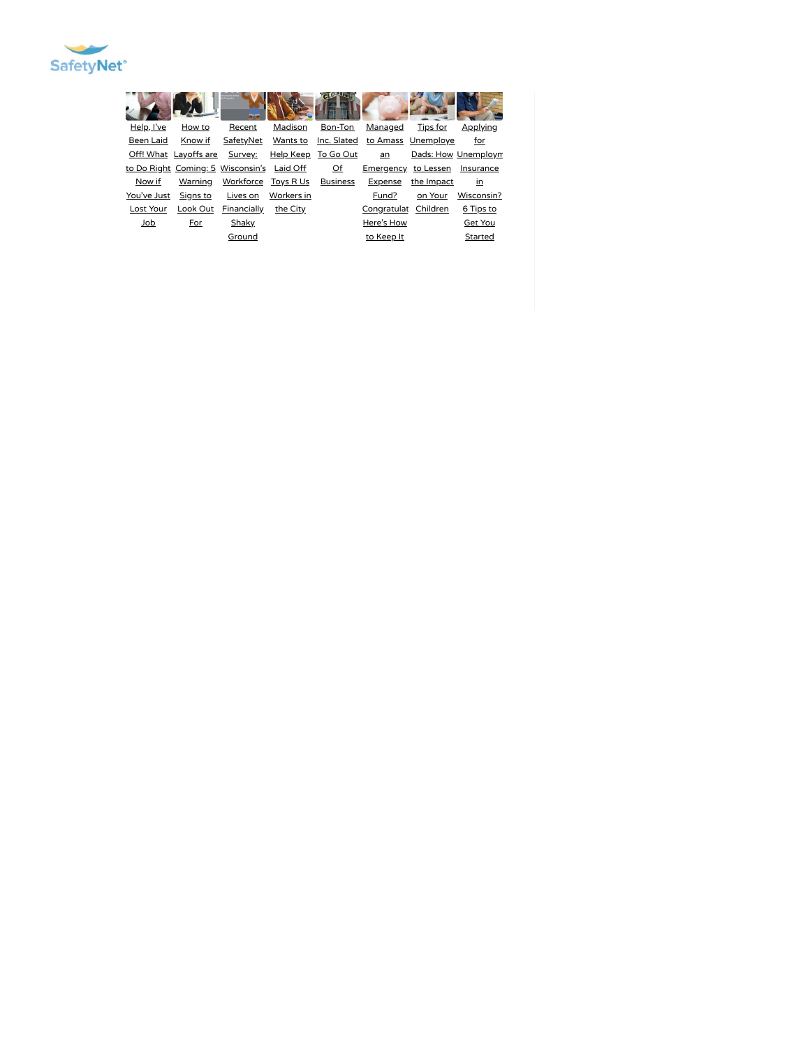SafetyNet®

- Help, I've Been Laid Off! What to Do Right Now if You've Just Lost Your Job
- How to Know if Layoffs are Coming: 5 Warning Signs to Look Out For
- Recent SafetyNet Survey: Wisconsin's Workforce Lives on Financially Shaky Ground
- Madison Wants to Help Keep Laid Off Toys R Us Workers in the City
- Bon-Ton Inc. Slated To Go Out Of Business
- Managed to Amass an Emergency Expense Fund? Congratulat Here's How to Keep It
- Tips for Unemploye Dads: How to Lessen the Impact on Your Children
- Applying for Unemploym Insurance in Wisconsin? 6 Tips to Get You Started